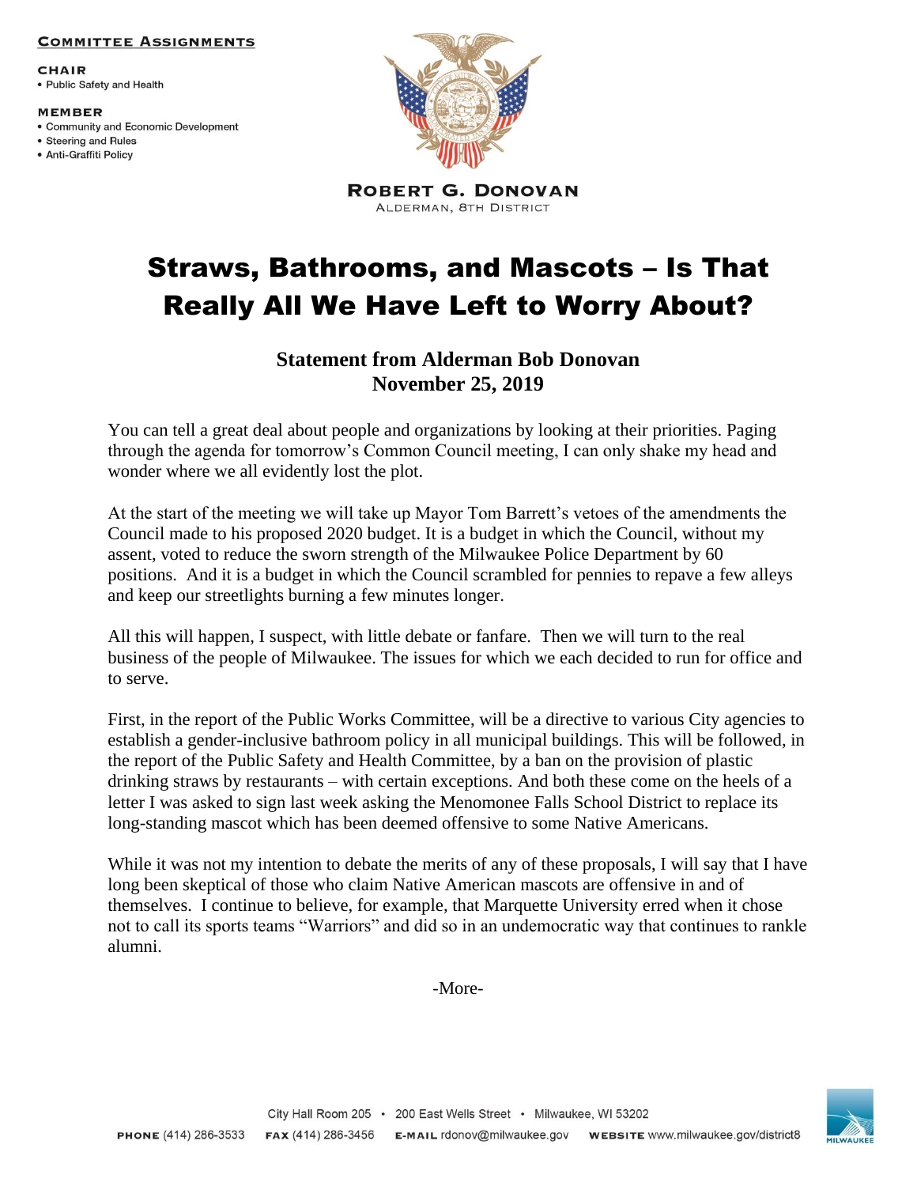**Committee Assignments**

**Chair**
- Public Safety and Health

**Member**
- Community and Economic Development
- Steering and Rules
- Anti-Graffiti Policy

**Robert G. Donovan**
Alderman, 8th District

# Straws, Bathrooms, and Mascots – Is That Really All We Have Left to Worry About?

**Statement from Alderman Bob Donovan**
**November 25, 2019**

You can tell a great deal about people and organizations by looking at their priorities. Paging through the agenda for tomorrow's Common Council meeting, I can only shake my head and wonder where we all evidently lost the plot.

At the start of the meeting we will take up Mayor Tom Barrett's vetoes of the amendments the Council made to his proposed 2020 budget. It is a budget in which the Council, without my assent, voted to reduce the sworn strength of the Milwaukee Police Department by 60 positions. And it is a budget in which the Council scrambled for pennies to repave a few alleys and keep our streetlights burning a few minutes longer.

All this will happen, I suspect, with little debate or fanfare. Then we will turn to the real business of the people of Milwaukee. The issues for which we each decided to run for office and to serve.

First, in the report of the Public Works Committee, will be a directive to various City agencies to establish a gender-inclusive bathroom policy in all municipal buildings. This will be followed, in the report of the Public Safety and Health Committee, by a ban on the provision of plastic drinking straws by restaurants – with certain exceptions. And both these come on the heels of a letter I was asked to sign last week asking the Menomonee Falls School District to replace its long-standing mascot which has been deemed offensive to some Native Americans.

While it was not my intention to debate the merits of any of these proposals, I will say that I have long been skeptical of those who claim Native American mascots are offensive in and of themselves. I continue to believe, for example, that Marquette University erred when it chose not to call its sports teams "Warriors" and did so in an undemocratic way that continues to rankle alumni.

-More-

City Hall Room 205 • 200 East Wells Street • Milwaukee, WI 53202

**PHONE** (414) 286-3533 **FAX** (414) 286-3456 **E-MAIL** rdonov@milwaukee.gov **WEBSITE** www.milwaukee.gov/district8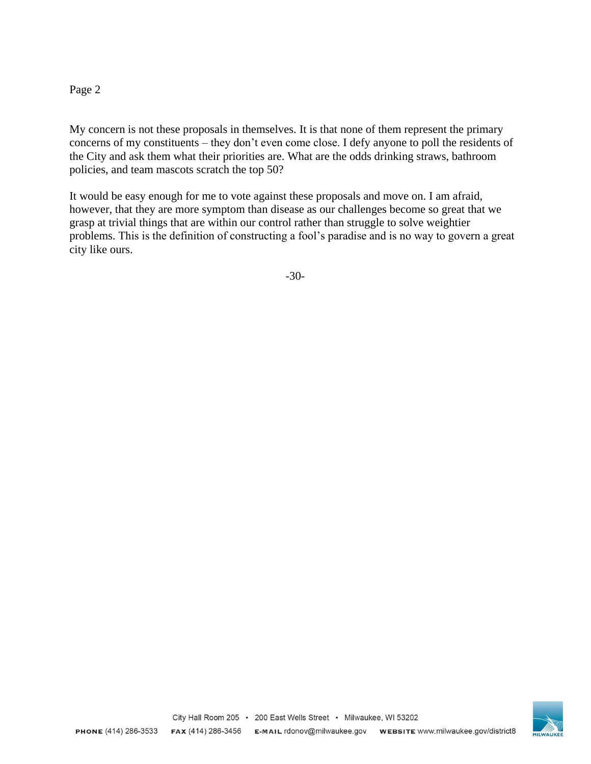My concern is not these proposals in themselves. It is that none of them represent the primary concerns of my constituents – they don't even come close. I defy anyone to poll the residents of the City and ask them what their priorities are. What are the odds drinking straws, bathroom policies, and team mascots scratch the top 50?

It would be easy enough for me to vote against these proposals and move on. I am afraid, however, that they are more symptom than disease as our challenges become so great that we grasp at trivial things that are within our control rather than struggle to solve weightier problems. This is the definition of constructing a fool's paradise and is no way to govern a great city like ours.

-30-

City Hall Room 205 • 200 East Wells Street • Milwaukee, WI 53202

**PHONE** (414) 286-3533 **FAX** (414) 286-3456 **E-MAIL** rdonov@milwaukee.gov **WEBSITE** www.milwaukee.gov/district8